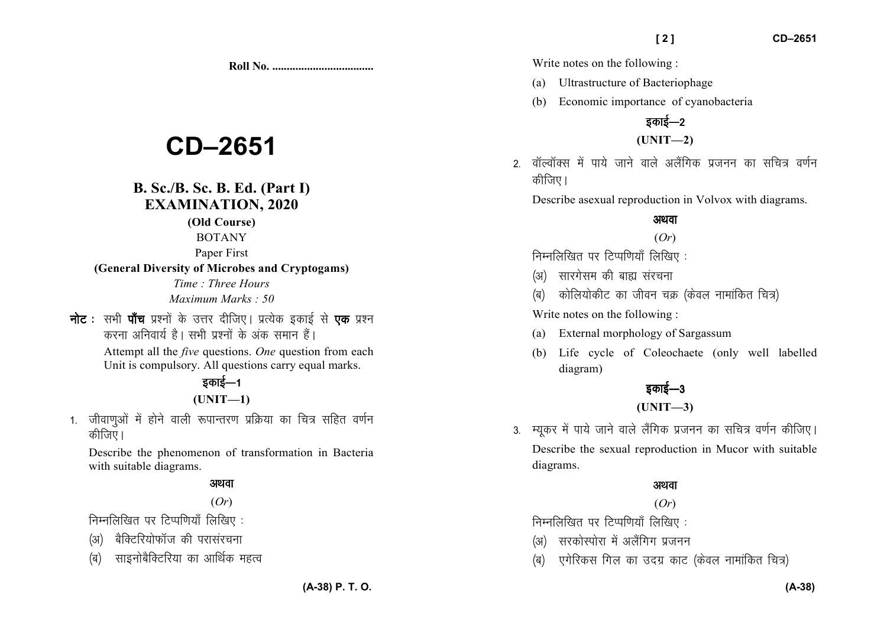**Roll No. ..................................**

# CD–2651

## B. Sc./B. Sc. B. Ed. (Part I) EXAMINATION, 2020

**(Old Course)**

BOTANY

Paper First

**(General Diversity of Microbes and Cryptogams)**

*Time : Three Hours*

*Maximum Marks : 50*

**नोट :** सभी **पाँच** प्रश्नों के उत्तर दीजिए। प्रत्येक इकाई से **एक** प्रश्न करना अनिवार्य है। सभी प्रश्नों के अंक समान हैं।

Attempt all the *five* questions. *One* question from each Unit is compulsory. All questions carry equal marks.

### इकाई—1

### (UNIT—1)

1. जीवाणुओं में होने वाली रूपान्तरण प्रक्रिया का चित्र सहित वर्णन कीजिए।

   Describe the phenomenon of transformation in Bacteria with suitable diagrams.

   अथवा

   (*Or*)

   निम्नलिखित पर टिप्पणियाँ लिखिए :

   (अ) बैक्टिरियोफॉज की परासंरचना

   (ब) साइनोबैक्टिरिया का आर्थिक महत्व

   Write notes on the following :

   (a) Ultrastructure of Bacteriophage

   (b) Economic importance of cyanobacteria

### इकाई—2

### (UNIT—2)

2. वॉल्वॉक्स में पाये जाने वाले अलैंगिक प्रजनन का सचित्र वर्णन कीजिए।

   Describe asexual reproduction in Volvox with diagrams.

   अथवा

   (*Or*)

   निम्नलिखित पर टिप्पणियाँ लिखिए :

   (अ) सारगेसम की बाह्य संरचना

   (ब) कोलियोकीट का जीवन चक्र (केवल नामांकित चित्र)

   Write notes on the following :

   (a) External morphology of Sargassum

   (b) Life cycle of Coleochaete (only well labelled diagram)

### इकाई—3

### (UNIT—3)

3. म्यूकर में पाये जाने वाले लैंगिक प्रजनन का सचित्र वर्णन कीजिए।

   Describe the sexual reproduction in Mucor with suitable diagrams.

   अथवा

   (*Or*)

   निम्नलिखित पर टिप्पणियाँ लिखिए :

   (अ) सरकोस्पोरा में अलैंगिग प्रजनन

   (ब) एगेरिकस गिल का उदग्र काट (केवल नामांकित चित्र)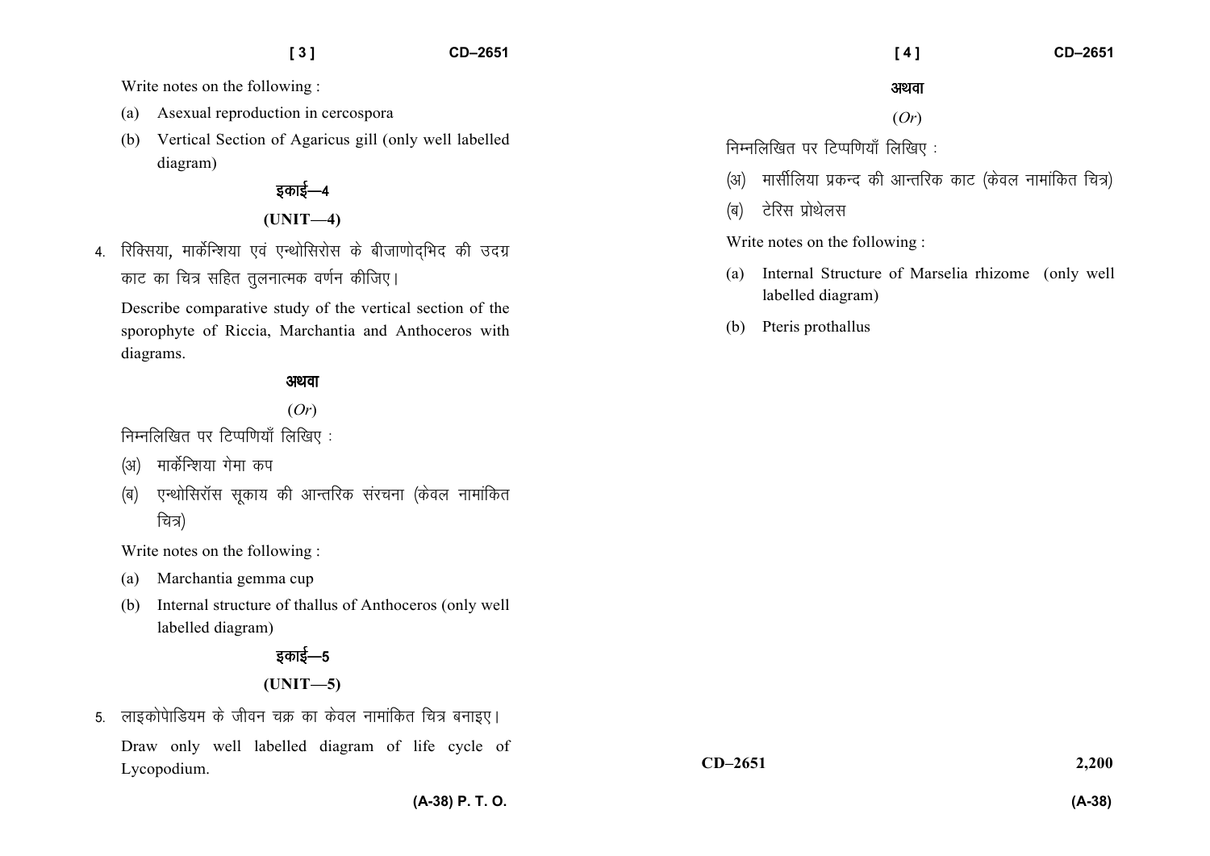Write notes on the following :

(a) Asexual reproduction in cercospora

(b) Vertical Section of Agaricus gill (only well labelled diagram)

## इकाई—4

## (UNIT—4)

4. रिक्सिया, मार्केन्शिया एवं एन्थोसिरोस के बीजाणोद्भिद की उदग्र काट का चित्र सहित तुलनात्मक वर्णन कीजिए।

Describe comparative study of the vertical section of the sporophyte of Riccia, Marchantia and Anthoceros with diagrams.

**अथवा**

(*Or*)

निम्नलिखित पर टिप्पणियाँ लिखिए :

(अ) मार्केन्शिया गेमा कप

(ब) एन्थोसिरॉस सूकाय की आन्तरिक संरचना (केवल नामांकित चित्र)

Write notes on the following :

(a) Marchantia gemma cup

(b) Internal structure of thallus of Anthoceros (only well labelled diagram)

## इकाई—5

## (UNIT—5)

5. लाइकोपेाडियम के जीवन चक्र का केवल नामांकित चित्र बनाइए।

Draw only well labelled diagram of life cycle of Lycopodium.

**अथवा**

(*Or*)

निम्नलिखित पर टिप्पणियाँ लिखिए :

(अ) मार्सीलिया प्रकन्द की आन्तरिक काट (केवल नामांकित चित्र)

(ब) टेरिस प्रोथेलस

Write notes on the following :

(a) Internal Structure of Marselia rhizome (only well labelled diagram)

(b) Pteris prothallus

CD–2651 2,200